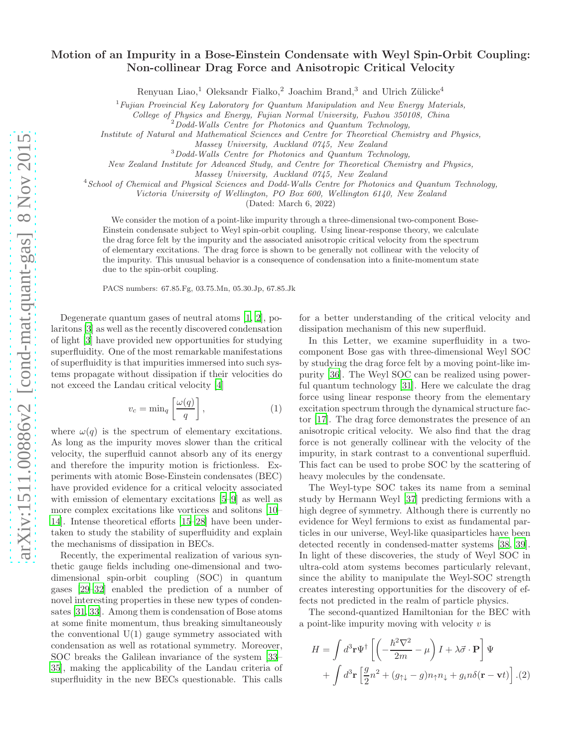# Motion of an Impurity in a Bose-Einstein Condensate with Weyl Spin-Orbit Coupling: Non-collinear Drag Force and Anisotropic Critical Velocity

Renyuan Liao,[1] Oleksandr Fialko,[2] Joachim Brand,[3] and Ulrich Zülicke[4]

[1] *Fujian Provincial Key Laboratory for Quantum Manipulation and New Energy Materials, College of Physics and Energy, Fujian Normal University, Fuzhou 350108, China*

[2] *Dodd-Walls Centre for Photonics and Quantum Technology, Institute of Natural and Mathematical Sciences and Centre for Theoretical Chemistry and Physics, Massey University, Auckland 0745, New Zealand*

[3] *Dodd-Walls Centre for Photonics and Quantum Technology, New Zealand Institute for Advanced Study, and Centre for Theoretical Chemistry and Physics, Massey University, Auckland 0745, New Zealand*

[4] *School of Chemical and Physical Sciences and Dodd-Walls Centre for Photonics and Quantum Technology, Victoria University of Wellington, PO Box 600, Wellington 6140, New Zealand*

(Dated: March 6, 2022)

We consider the motion of a point-like impurity through a three-dimensional two-component Bose-Einstein condensate subject to Weyl spin-orbit coupling. Using linear-response theory, we calculate the drag force felt by the impurity and the associated anisotropic critical velocity from the spectrum of elementary excitations. The drag force is shown to be generally not collinear with the velocity of the impurity. This unusual behavior is a consequence of condensation into a finite-momentum state due to the spin-orbit coupling.

PACS numbers: 67.85.Fg, 03.75.Mn, 05.30.Jp, 67.85.Jk

Degenerate quantum gases of neutral atoms [1, 2], polaritons [3] as well as the recently discovered condensation of light [3] have provided new opportunities for studying superfluidity. One of the most remarkable manifestations of superfluidity is that impurities immersed into such systems propagate without dissipation if their velocities do not exceed the Landau critical velocity [4]

$$v_c = \min_q \left[\frac{\omega(q)}{q}\right], \tag{1}$$

where $\omega(q)$ is the spectrum of elementary excitations. As long as the impurity moves slower than the critical velocity, the superfluid cannot absorb any of its energy and therefore the impurity motion is frictionless. Experiments with atomic Bose-Einstein condensates (BEC) have provided evidence for a critical velocity associated with emission of elementary excitations [5–9] as well as more complex excitations like vortices and solitons [10–14]. Intense theoretical efforts [15–28] have been undertaken to study the stability of superfluidity and explain the mechanisms of dissipation in BECs.

Recently, the experimental realization of various synthetic gauge fields including one-dimensional and two-dimensional spin-orbit coupling (SOC) in quantum gases [29–32] enabled the prediction of a number of novel interesting properties in these new types of condensates [31, 33]. Among them is condensation of Bose atoms at some finite momentum, thus breaking simultaneously the conventional U(1) gauge symmetry associated with condensation as well as rotational symmetry. Moreover, SOC breaks the Galilean invariance of the system [33–35], making the applicability of the Landau criteria of superfluidity in the new BECs questionable. This calls for a better understanding of the critical velocity and dissipation mechanism of this new superfluid.

In this Letter, we examine superfluidity in a two-component Bose gas with three-dimensional Weyl SOC by studying the drag force felt by a moving point-like impurity [36]. The Weyl SOC can be realized using powerful quantum technology [31]. Here we calculate the drag force using linear response theory from the elementary excitation spectrum through the dynamical structure factor [17]. The drag force demonstrates the presence of an anisotropic critical velocity. We also find that the drag force is not generally collinear with the velocity of the impurity, in stark contrast to a conventional superfluid. This fact can be used to probe SOC by the scattering of heavy molecules by the condensate.

The Weyl-type SOC takes its name from a seminal study by Hermann Weyl [37] predicting fermions with a high degree of symmetry. Although there is currently no evidence for Weyl fermions to exist as fundamental particles in our universe, Weyl-like quasiparticles have been detected recently in condensed-matter systems [38, 39]. In light of these discoveries, the study of Weyl SOC in ultra-cold atom systems becomes particularly relevant, since the ability to manipulate the Weyl-SOC strength creates interesting opportunities for the discovery of effects not predicted in the realm of particle physics.

The second-quantized Hamiltonian for the BEC with a point-like impurity moving with velocity $v$ is

$$H = \int d^3\mathbf{r}\Psi^\dagger \left[\left(-\frac{\hbar^2\nabla^2}{2m} - \mu\right) I + \lambda\vec{\sigma}\cdot\mathbf{P}\right]\Psi + \int d^3\mathbf{r}\left[\frac{g}{2}n^2 + (g_{\uparrow\downarrow} - g)n_\uparrow n_\downarrow + g_i n\delta(\mathbf{r} - \mathbf{v}t)\right]. \tag{2}$$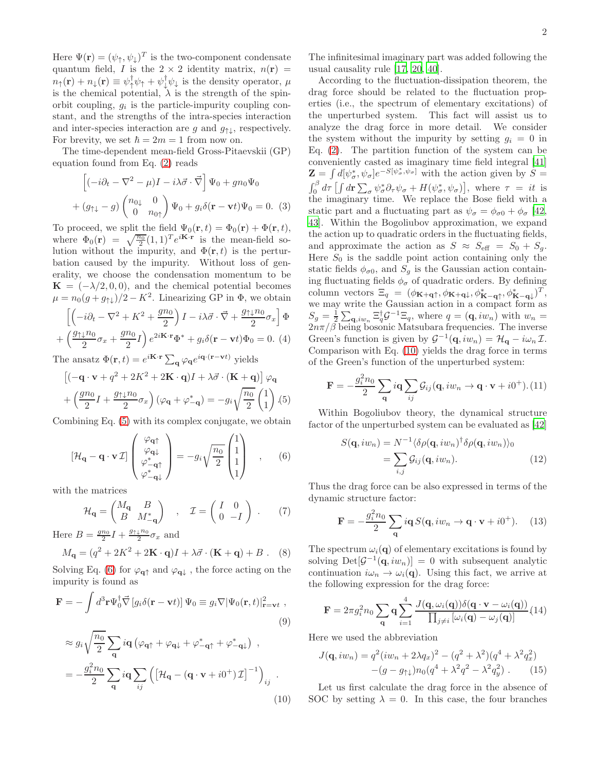Here $\Psi(\mathbf{r}) = (\psi_\uparrow, \psi_\downarrow)^T$ is the two-component condensate quantum field, $I$ is the $2\times 2$ identity matrix, $n(\mathbf{r}) = n_\uparrow(\mathbf{r}) + n_\downarrow(\mathbf{r}) \equiv \psi_\uparrow^\dagger\psi_\uparrow + \psi_\downarrow^\dagger\psi_\downarrow$ is the density operator, $\mu$ is the chemical potential, $\lambda$ is the strength of the spin-orbit coupling, $g_i$ is the particle-impurity coupling constant, and the strengths of the intra-species interaction and inter-species interaction are $g$ and $g_{\uparrow\downarrow}$, respectively. For brevity, we set $\hbar = 2m = 1$ from now on.

The time-dependent mean-field Gross-Pitaevskii (GP) equation found from Eq. (2) reads

$$
\begin{aligned}
&\left[(-i\partial_t - \nabla^2 - \mu)I - i\lambda\vec{\sigma}\cdot\vec{\nabla}\right]\Psi_0 + gn_0\Psi_0 \\
&+ (g_{\uparrow\downarrow} - g)\begin{pmatrix} n_{0\downarrow} & 0 \\ 0 & n_{0\uparrow}\end{pmatrix}\Psi_0 + g_i\delta(\mathbf{r}-\mathbf{v}t)\Psi_0 = 0. \quad (3)
\end{aligned}
$$

To proceed, we split the field $\Psi_0(\mathbf{r},t) = \Phi_0(\mathbf{r}) + \Phi(\mathbf{r},t)$, where $\Phi_0(\mathbf{r}) = \sqrt{\frac{n_0}{2}}(1,1)^T e^{i\mathbf{K}\cdot\mathbf{r}}$ is the mean-field solution without the impurity, and $\Phi(\mathbf{r},t)$ is the perturbation caused by the impurity. Without loss of generality, we choose the condensation momentum to be $\mathbf{K} = (-\lambda/2, 0, 0)$, and the chemical potential becomes $\mu = n_0(g+g_{\uparrow\downarrow})/2 - K^2$. Linearizing GP in $\Phi$, we obtain

$$
\begin{aligned}
&\left[\left(-i\partial_t - \nabla^2 + K^2 + \frac{gn_0}{2}\right)I - i\lambda\vec{\sigma}\cdot\vec{\nabla} + \frac{g_{\uparrow\downarrow}n_0}{2}\sigma_x\right]\Phi \\
&+ \left(\frac{g_{\uparrow\downarrow}n_0}{2}\sigma_x + \frac{gn_0}{2}I\right)e^{2i\mathbf{K}\cdot\mathbf{r}}\Phi^* + g_i\delta(\mathbf{r}-\mathbf{v}t)\Phi_0 = 0. \quad (4)
\end{aligned}
$$

The ansatz $\Phi(\mathbf{r},t) = e^{i\mathbf{K}\cdot\mathbf{r}}\sum_\mathbf{q}\varphi_\mathbf{q}e^{i\mathbf{q}\cdot(\mathbf{r}-\mathbf{v}t)}$ yields

$$
\begin{aligned}
&\left[(-\mathbf{q}\cdot\mathbf{v} + q^2 + 2K^2 + 2\mathbf{K}\cdot\mathbf{q})I + \lambda\vec{\sigma}\cdot(\mathbf{K}+\mathbf{q})\right]\varphi_\mathbf{q} \\
&+ \left(\frac{gn_0}{2}I + \frac{g_{\uparrow\downarrow}n_0}{2}\sigma_x\right)(\varphi_\mathbf{q} + \varphi^*_{-\mathbf{q}}) = -g_i\sqrt{\frac{n_0}{2}}\begin{pmatrix}1\\1\end{pmatrix}. \quad (5)
\end{aligned}
$$

Combining Eq. (5) with its complex conjugate, we obtain

$$
\left[\mathcal{H}_\mathbf{q} - \mathbf{q}\cdot\mathbf{v}\,\mathcal{I}\right]\begin{pmatrix}\varphi_{\mathbf{q}\uparrow}\\ \varphi_{\mathbf{q}\downarrow}\\ \varphi^*_{-\mathbf{q}\uparrow}\\ \varphi^*_{-\mathbf{q}\downarrow}\end{pmatrix} = -g_i\sqrt{\frac{n_0}{2}}\begin{pmatrix}1\\1\\1\\1\end{pmatrix}, \quad (6)
$$

with the matrices

$$
\mathcal{H}_\mathbf{q} = \begin{pmatrix} M_\mathbf{q} & B \\ B & M^*_{-\mathbf{q}}\end{pmatrix}, \quad \mathcal{I} = \begin{pmatrix} I & 0 \\ 0 & -I\end{pmatrix}. \quad (7)
$$

Here $B = \frac{gn_0}{2}I + \frac{g_{\uparrow\downarrow}n_0}{2}\sigma_x$ and

$$
M_\mathbf{q} = (q^2 + 2K^2 + 2\mathbf{K}\cdot\mathbf{q})I + \lambda\vec{\sigma}\cdot(\mathbf{K}+\mathbf{q}) + B. \quad (8)
$$

Solving Eq. (6) for $\varphi_{\mathbf{q}\uparrow}$ and $\varphi_{\mathbf{q}\downarrow}$, the force acting on the impurity is found as

$$
\mathbf{F} = -\int d^3\mathbf{r}\Psi_0^\dagger\vec{\nabla}\left[g_i\delta(\mathbf{r}-\mathbf{v}t)\right]\Psi_0 \equiv g_i\nabla|\Psi_0(\mathbf{r},t)|^2_{\mathbf{r}=\mathbf{v}t}, \quad (9)
$$

$$
\begin{aligned}
&\approx g_i\sqrt{\frac{n_0}{2}}\sum_\mathbf{q} i\mathbf{q}\left(\varphi_{\mathbf{q}\uparrow} + \varphi_{\mathbf{q}\downarrow} + \varphi^*_{-\mathbf{q}\uparrow} + \varphi^*_{-\mathbf{q}\downarrow}\right), \\
&= -\frac{g_i^2 n_0}{2}\sum_\mathbf{q} i\mathbf{q}\sum_{ij}\left(\left[\mathcal{H}_\mathbf{q} - (\mathbf{q}\cdot\mathbf{v} + i0^+)\mathcal{I}\right]^{-1}\right)_{ij}. \quad (10)
\end{aligned}
$$

The infinitesimal imaginary part was added following the usual causality rule [17, 20, 40].

According to the fluctuation-dissipation theorem, the drag force should be related to the fluctuation properties (i.e., the spectrum of elementary excitations) of the unperturbed system. This fact will assist us to analyze the drag force in more detail. We consider the system without the impurity by setting $g_i = 0$ in Eq. (2). The partition function of the system can be conveniently casted as imaginary time field integral [41] $\mathbf{Z} = \int d[\psi^*_\sigma, \psi_\sigma]e^{-S[\psi^*_\sigma,\psi_\sigma]}$ with the action given by $S = \int_0^\beta d\tau\left[\int d\mathbf{r}\sum_\sigma\psi^*_\sigma\partial_\tau\psi_\sigma + H(\psi^*_\sigma,\psi_\sigma)\right]$, where $\tau = it$ is the imaginary time. We replace the Bose field with a static part and a fluctuating part as $\psi_\sigma = \phi_{\sigma 0} + \phi_\sigma$ [42, 43]. Within the Bogoliubov approximation, we expand the action up to quadratic orders in the fluctuating fields, and approximate the action as $S \approx S_{\rm eff} = S_0 + S_g$. Here $S_0$ is the saddle point action containing only the static fields $\phi_{\sigma 0}$, and $S_g$ is the Gaussian action containing fluctuating fields $\phi_\sigma$ of quadratic orders. By defining column vectors $\Xi_q = (\phi_{\mathbf{K}+\mathbf{q}\uparrow}, \phi_{\mathbf{K}+\mathbf{q}\downarrow}, \phi^*_{\mathbf{K}-\mathbf{q}\uparrow}, \phi^*_{\mathbf{K}-\mathbf{q}\downarrow})^T$, we may write the Gaussian action in a compact form as $S_g = \frac{1}{2}\sum_{\mathbf{q},iw_n}\Xi_q^\dagger\mathcal{G}^{-1}\Xi_q$, where $q = (\mathbf{q}, iw_n)$ with $w_n = 2n\pi/\beta$ being bosonic Matsubara frequencies. The inverse Green's function is given by $\mathcal{G}^{-1}(\mathbf{q}, iw_n) = \mathcal{H}_\mathbf{q} - iw_n\mathcal{I}$. Comparison with Eq. (10) yields the drag force in terms of the Green's function of the unperturbed system:

$$
\mathbf{F} = -\frac{g_i^2 n_0}{2}\sum_\mathbf{q} i\mathbf{q}\sum_{ij}\mathcal{G}_{ij}(\mathbf{q}, iw_n \to \mathbf{q}\cdot\mathbf{v} + i0^+). \quad (11)
$$

Within Bogoliubov theory, the dynamical structure factor of the unperturbed system can be evaluated as [42]

$$
\begin{aligned}
S(\mathbf{q}, iw_n) &= N^{-1}\langle\delta\rho(\mathbf{q}, iw_n)^\dagger\delta\rho(\mathbf{q}, iw_n)\rangle_0 \\
&= \sum_{i,j}\mathcal{G}_{ij}(\mathbf{q}, iw_n). \quad (12)
\end{aligned}
$$

Thus the drag force can be also expressed in terms of the dynamic structure factor:

$$
\mathbf{F} = -\frac{g_i^2 n_0}{2}\sum_\mathbf{q} i\mathbf{q}\, S(\mathbf{q}, iw_n \to \mathbf{q}\cdot\mathbf{v} + i0^+). \quad (13)
$$

The spectrum $\omega_i(\mathbf{q})$ of elementary excitations is found by solving $\mathrm{Det}[\mathcal{G}^{-1}(\mathbf{q}, iw_n)] = 0$ with subsequent analytic continuation $iw_n \to \omega_i(\mathbf{q})$. Using this fact, we arrive at the following expression for the drag force:

$$
\mathbf{F} = 2\pi g_i^2 n_0\sum_\mathbf{q}\mathbf{q}\sum_{i=1}^4\frac{J(\mathbf{q}, \omega_i(\mathbf{q}))\delta(\mathbf{q}\cdot\mathbf{v} - \omega_i(\mathbf{q}))}{\prod_{j\neq i}\left[\omega_i(\mathbf{q}) - \omega_j(\mathbf{q})\right]}. \quad (14)
$$

Here we used the abbreviation

$$
\begin{aligned}
J(\mathbf{q}, iw_n) = &\; q^2(iw_n + 2\lambda q_x)^2 - (q^2 + \lambda^2)(q^4 + \lambda^2 q_x^2) \\
&- (g - g_{\uparrow\downarrow})n_0(q^4 + \lambda^2 q^2 - \lambda^2 q_y^2). \quad (15)
\end{aligned}
$$

Let us first calculate the drag force in the absence of SOC by setting $\lambda = 0$. In this case, the four branches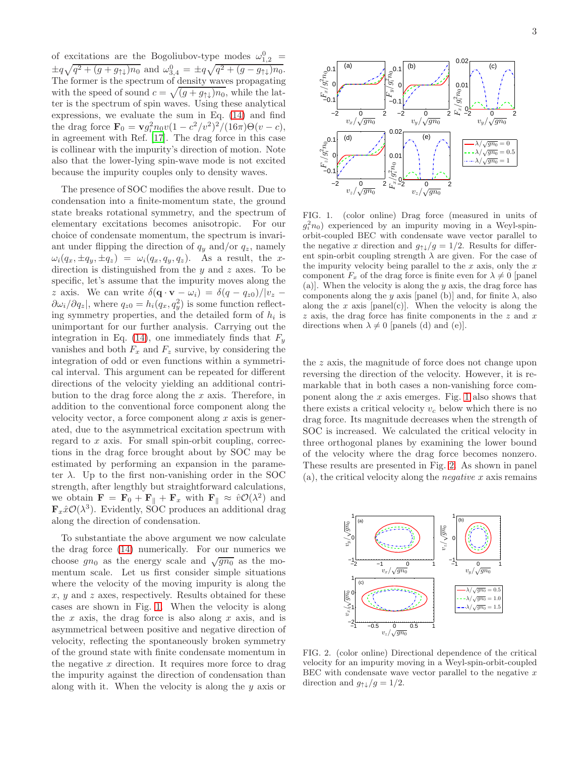of excitations are the Bogoliubov-type modes $\omega^0_{1,2} = \pm q\sqrt{q^2 + (g + g_{\uparrow\downarrow})n_0}$ and $\omega^0_{3,4} = \pm q\sqrt{q^2 + (g - g_{\uparrow\downarrow})n_0}$. The former is the spectrum of density waves propagating with the speed of sound $c = \sqrt{(g + g_{\uparrow\downarrow})n_0}$, while the latter is the spectrum of spin waves. Using these analytical expressions, we evaluate the sum in Eq. (14) and find the drag force $\mathbf{F}_0 = \mathbf{v}g_i^2 n_0 v(1 - c^2/v^2)^2/(16\pi)\Theta(v - c)$, in agreement with Ref. [17]. The drag force in this case is collinear with the impurity's direction of motion. Note also that the lower-lying spin-wave mode is not excited because the impurity couples only to density waves.

The presence of SOC modifies the above result. Due to condensation into a finite-momentum state, the ground state breaks rotational symmetry, and the spectrum of elementary excitations becomes anisotropic. For our choice of condensate momentum, the spectrum is invariant under flipping the direction of $q_y$ and/or $q_z$, namely $\omega_i(q_x, \pm q_y, \pm q_z) = \omega_i(q_x, q_y, q_z)$. As a result, the $x$-direction is distinguished from the $y$ and $z$ axes. To be specific, let's assume that the impurity moves along the $z$ axis. We can write $\delta(\mathbf{q}\cdot\mathbf{v} - \omega_i) = \delta(q - q_{z0})/|v_z - \partial\omega_i/\partial q_z|$, where $q_{z0} = h_i(q_x, q_y^2)$ is some function reflecting symmetry properties, and the detailed form of $h_i$ is unimportant for our further analysis. Carrying out the integration in Eq. (14), one immediately finds that $F_y$ vanishes and both $F_x$ and $F_z$ survive, by considering the integration of odd or even functions within a symmetrical interval. This argument can be repeated for different directions of the velocity yielding an additional contribution to the drag force along the $x$ axis. Therefore, in addition to the conventional force component along the velocity vector, a force component along $x$ axis is generated, due to the asymmetrical excitation spectrum with regard to $x$ axis. For small spin-orbit coupling, corrections in the drag force brought about by SOC may be estimated by performing an expansion in the parameter $\lambda$. Up to the first non-vanishing order in the SOC strength, after lengthly but straightforward calculations, we obtain $\mathbf{F} = \mathbf{F}_0 + \mathbf{F}_\parallel + \mathbf{F}_x$ with $\mathbf{F}_\parallel \approx \hat{v}\mathcal{O}(\lambda^2)$ and $\mathbf{F}_x\hat{x}\mathcal{O}(\lambda^3)$. Evidently, SOC produces an additional drag along the direction of condensation.

To substantiate the above argument we now calculate the drag force (14) numerically. For our numerics we choose $gn_0$ as the energy scale and $\sqrt{gn_0}$ as the momentum scale. Let us first consider simple situations where the velocity of the moving impurity is along the $x$, $y$ and $z$ axes, respectively. Results obtained for these cases are shown in Fig. 1. When the velocity is along the $x$ axis, the drag force is also along $x$ axis, and is asymmetrical between positive and negative direction of velocity, reflecting the spontaneously broken symmetry of the ground state with finite condensate momentum in the negative $x$ direction. It requires more force to drag the impurity against the direction of condensation than along with it. When the velocity is along the $y$ axis or the $z$ axis, the magnitude of force does not change upon reversing the direction of the velocity. However, it is remarkable that in both cases a non-vanishing force component along the $x$ axis emerges. Fig. 1 also shows that there exists a critical velocity $v_c$ below which there is no drag force. Its magnitude decreases when the strength of SOC is increased. We calculated the critical velocity in three orthogonal planes by examining the lower bound of the velocity where the drag force becomes nonzero. These results are presented in Fig. 2. As shown in panel (a), the critical velocity along the *negative* $x$ axis remains

FIG. 1. (color online) Drag force (measured in units of $g_i^2 n_0$) experienced by an impurity moving in a Weyl-spin-orbit-coupled BEC with condensate wave vector parallel to the negative $x$ direction and $g_{\uparrow\downarrow}/g = 1/2$. Results for different spin-orbit coupling strength $\lambda$ are given. For the case of the impurity velocity being parallel to the $x$ axis, only the $x$ component $F_x$ of the drag force is finite even for $\lambda \neq 0$ [panel (a)]. When the velocity is along the $y$ axis, the drag force has components along the $y$ axis [panel (b)] and, for finite $\lambda$, also along the $x$ axis [panel(c)]. When the velocity is along the $z$ axis, the drag force has finite components in the $z$ and $x$ directions when $\lambda \neq 0$ [panels (d) and (e)].

FIG. 2. (color online) Directional dependence of the critical velocity for an impurity moving in a Weyl-spin-orbit-coupled BEC with condensate wave vector parallel to the negative $x$ direction and $g_{\uparrow\downarrow}/g = 1/2$.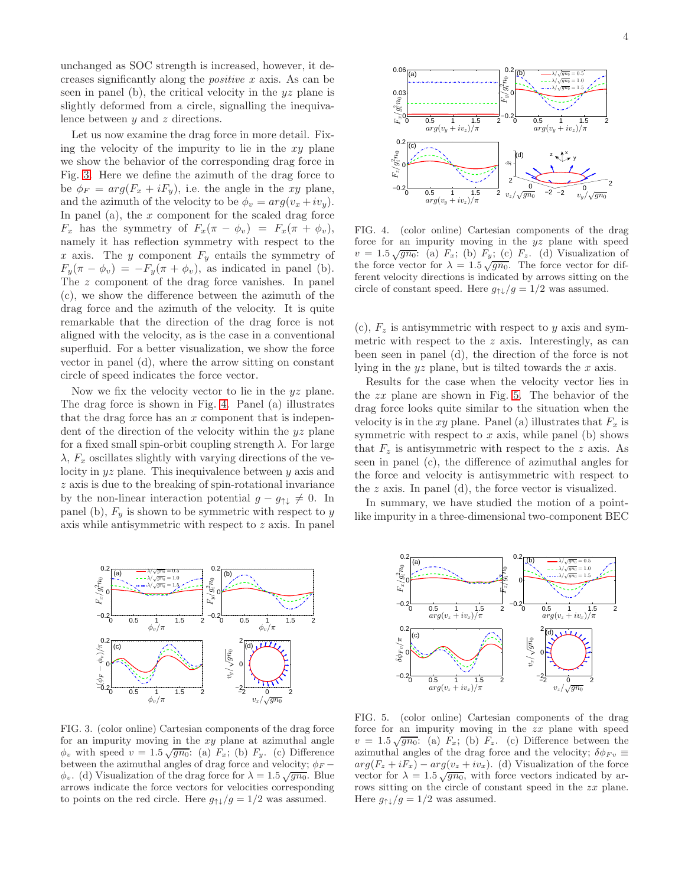unchanged as SOC strength is increased, however, it decreases significantly along the *positive* $x$ axis. As can be seen in panel (b), the critical velocity in the $yz$ plane is slightly deformed from a circle, signalling the inequivalence between $y$ and $z$ directions.

Let us now examine the drag force in more detail. Fixing the velocity of the impurity to lie in the $xy$ plane we show the behavior of the corresponding drag force in Fig. 3. Here we define the azimuth of the drag force to be $\phi_F = arg(F_x + iF_y)$, i.e. the angle in the $xy$ plane, and the azimuth of the velocity to be $\phi_v = arg(v_x + iv_y)$. In panel (a), the $x$ component for the scaled drag force $F_x$ has the symmetry of $F_x(\pi - \phi_v) = F_x(\pi + \phi_v)$, namely it has reflection symmetry with respect to the $x$ axis. The $y$ component $F_y$ entails the symmetry of $F_y(\pi - \phi_v) = -F_y(\pi + \phi_v)$, as indicated in panel (b). The $z$ component of the drag force vanishes. In panel (c), we show the difference between the azimuth of the drag force and the azimuth of the velocity. It is quite remarkable that the direction of the drag force is not aligned with the velocity, as is the case in a conventional superfluid. For a better visualization, we show the force vector in panel (d), where the arrow sitting on constant circle of speed indicates the force vector.

Now we fix the velocity vector to lie in the $yz$ plane. The drag force is shown in Fig. 4. Panel (a) illustrates that the drag force has an $x$ component that is independent of the direction of the velocity within the $yz$ plane for a fixed small spin-orbit coupling strength $\lambda$. For large $\lambda$, $F_x$ oscillates slightly with varying directions of the velocity in $yz$ plane. This inequivalence between $y$ axis and $z$ axis is due to the breaking of spin-rotational invariance by the non-linear interaction potential $g - g_{\uparrow\downarrow} \neq 0$. In panel (b), $F_y$ is shown to be symmetric with respect to $y$ axis while antisymmetric with respect to $z$ axis. In panel (c), $F_z$ is antisymmetric with respect to $y$ axis and symmetric with respect to the $z$ axis. Interestingly, as can been seen in panel (d), the direction of the force is not lying in the $yz$ plane, but is tilted towards the $x$ axis.

Results for the case when the velocity vector lies in the $zx$ plane are shown in Fig. 5. The behavior of the drag force looks quite similar to the situation when the velocity is in the $xy$ plane. Panel (a) illustrates that $F_x$ is symmetric with respect to $x$ axis, while panel (b) shows that $F_z$ is antisymmetric with respect to the $z$ axis. As seen in panel (c), the difference of azimuthal angles for the force and velocity is antisymmetric with respect to the $z$ axis. In panel (d), the force vector is visualized.

In summary, we have studied the motion of a point-like impurity in a three-dimensional two-component BEC

FIG. 4. (color online) Cartesian components of the drag force for an impurity moving in the $yz$ plane with speed $v = 1.5\sqrt{gn_0}$: (a) $F_x$; (b) $F_y$; (c) $F_z$. (d) Visualization of the force vector for $\lambda = 1.5\sqrt{gn_0}$. The force vector for different velocity directions is indicated by arrows sitting on the circle of constant speed. Here $g_{\uparrow\downarrow}/g = 1/2$ was assumed.

FIG. 3. (color online) Cartesian components of the drag force for an impurity moving in the $xy$ plane at azimuthal angle $\phi_v$ with speed $v = 1.5\sqrt{gn_0}$: (a) $F_x$; (b) $F_y$. (c) Difference between the azimuthal angles of drag force and velocity; $\phi_F - \phi_v$. (d) Visualization of the drag force for $\lambda = 1.5\sqrt{gn_0}$. Blue arrows indicate the force vectors for velocities corresponding to points on the red circle. Here $g_{\uparrow\downarrow}/g = 1/2$ was assumed.

FIG. 5. (color online) Cartesian components of the drag force for an impurity moving in the $zx$ plane with speed $v = 1.5\sqrt{gn_0}$: (a) $F_x$; (b) $F_z$. (c) Difference between the azimuthal angles of the drag force and the velocity; $\delta\phi_{Fv} \equiv arg(F_z + iF_x) - arg(v_z + iv_x)$. (d) Visualization of the force vector for $\lambda = 1.5\sqrt{gn_0}$, with force vectors indicated by arrows sitting on the circle of constant speed in the $zx$ plane. Here $g_{\uparrow\downarrow}/g = 1/2$ was assumed.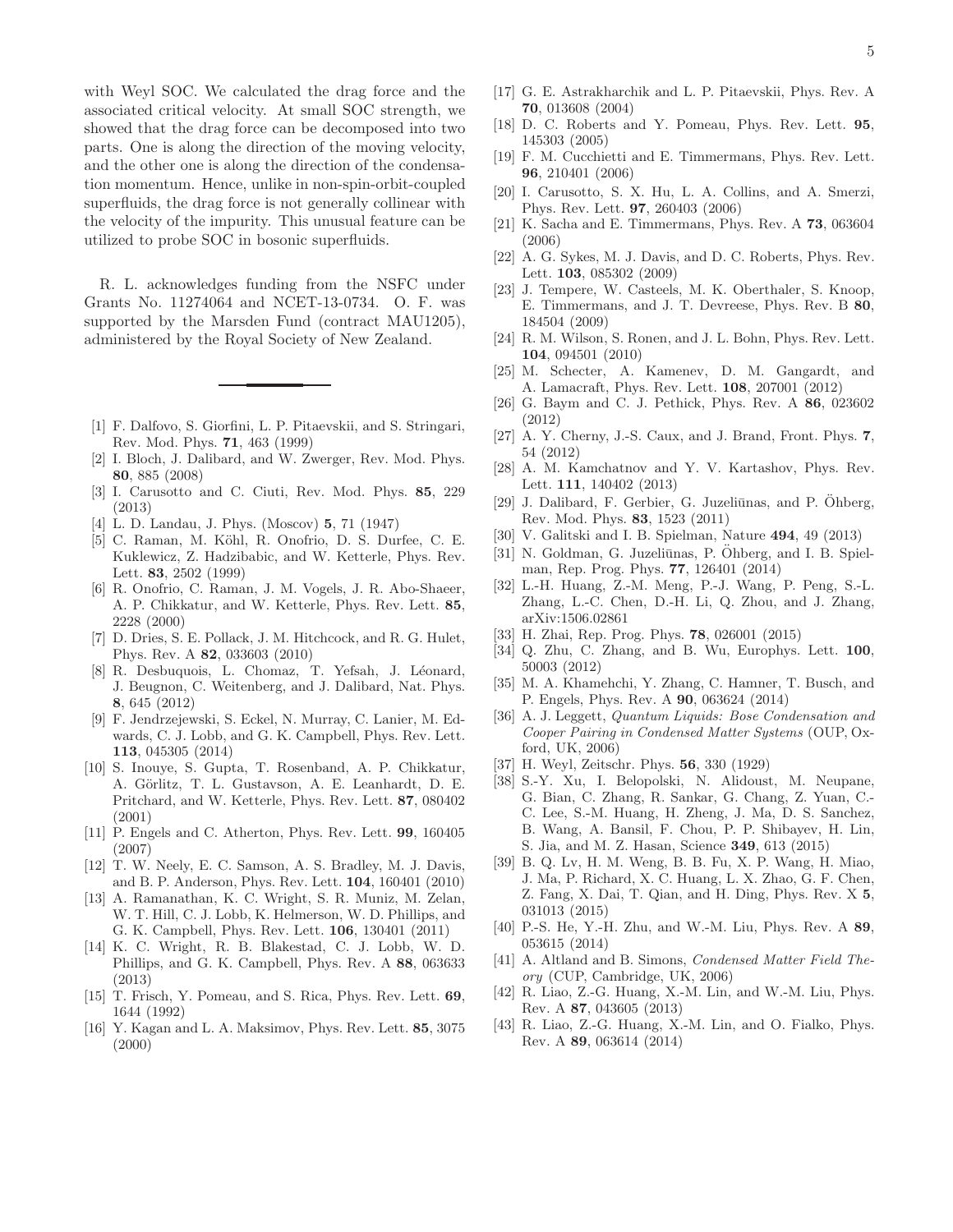with Weyl SOC. We calculated the drag force and the associated critical velocity. At small SOC strength, we showed that the drag force can be decomposed into two parts. One is along the direction of the moving velocity, and the other one is along the direction of the condensation momentum. Hence, unlike in non-spin-orbit-coupled superfluids, the drag force is not generally collinear with the velocity of the impurity. This unusual feature can be utilized to probe SOC in bosonic superfluids.

R. L. acknowledges funding from the NSFC under Grants No. 11274064 and NCET-13-0734. O. F. was supported by the Marsden Fund (contract MAU1205), administered by the Royal Society of New Zealand.

---

[1] F. Dalfovo, S. Giorfini, L. P. Pitaevskii, and S. Stringari, Rev. Mod. Phys. **71**, 463 (1999)

[2] I. Bloch, J. Dalibard, and W. Zwerger, Rev. Mod. Phys. **80**, 885 (2008)

[3] I. Carusotto and C. Ciuti, Rev. Mod. Phys. **85**, 229 (2013)

[4] L. D. Landau, J. Phys. (Moscow) **5**, 71 (1947)

[5] C. Raman, M. Köhl, R. Onofrio, D. S. Durfee, C. E. Kuklewicz, Z. Hadzibabic, and W. Ketterle, Phys. Rev. Lett. **83**, 2502 (1999)

[6] R. Onofrio, C. Raman, J. M. Vogels, J. R. Abo-Shaeer, A. P. Chikkatur, and W. Ketterle, Phys. Rev. Lett. **85**, 2228 (2000)

[7] D. Dries, S. E. Pollack, J. M. Hitchcock, and R. G. Hulet, Phys. Rev. A **82**, 033603 (2010)

[8] R. Desbuquois, L. Chomaz, T. Yefsah, J. Léonard, J. Beugnon, C. Weitenberg, and J. Dalibard, Nat. Phys. **8**, 645 (2012)

[9] F. Jendrzejewski, S. Eckel, N. Murray, C. Lanier, M. Edwards, C. J. Lobb, and G. K. Campbell, Phys. Rev. Lett. **113**, 045305 (2014)

[10] S. Inouye, S. Gupta, T. Rosenband, A. P. Chikkatur, A. Görlitz, T. L. Gustavson, A. E. Leanhardt, D. E. Pritchard, and W. Ketterle, Phys. Rev. Lett. **87**, 080402 (2001)

[11] P. Engels and C. Atherton, Phys. Rev. Lett. **99**, 160405 (2007)

[12] T. W. Neely, E. C. Samson, A. S. Bradley, M. J. Davis, and B. P. Anderson, Phys. Rev. Lett. **104**, 160401 (2010)

[13] A. Ramanathan, K. C. Wright, S. R. Muniz, M. Zelan, W. T. Hill, C. J. Lobb, K. Helmerson, W. D. Phillips, and G. K. Campbell, Phys. Rev. Lett. **106**, 130401 (2011)

[14] K. C. Wright, R. B. Blakestad, C. J. Lobb, W. D. Phillips, and G. K. Campbell, Phys. Rev. A **88**, 063633 (2013)

[15] T. Frisch, Y. Pomeau, and S. Rica, Phys. Rev. Lett. **69**, 1644 (1992)

[16] Y. Kagan and L. A. Maksimov, Phys. Rev. Lett. **85**, 3075 (2000)

[17] G. E. Astrakharchik and L. P. Pitaevskii, Phys. Rev. A **70**, 013608 (2004)

[18] D. C. Roberts and Y. Pomeau, Phys. Rev. Lett. **95**, 145303 (2005)

[19] F. M. Cucchietti and E. Timmermans, Phys. Rev. Lett. **96**, 210401 (2006)

[20] I. Carusotto, S. X. Hu, L. A. Collins, and A. Smerzi, Phys. Rev. Lett. **97**, 260403 (2006)

[21] K. Sacha and E. Timmermans, Phys. Rev. A **73**, 063604 (2006)

[22] A. G. Sykes, M. J. Davis, and D. C. Roberts, Phys. Rev. Lett. **103**, 085302 (2009)

[23] J. Tempere, W. Casteels, M. K. Oberthaler, S. Knoop, E. Timmermans, and J. T. Devreese, Phys. Rev. B **80**, 184504 (2009)

[24] R. M. Wilson, S. Ronen, and J. L. Bohn, Phys. Rev. Lett. **104**, 094501 (2010)

[25] M. Schecter, A. Kamenev, D. M. Gangardt, and A. Lamacraft, Phys. Rev. Lett. **108**, 207001 (2012)

[26] G. Baym and C. J. Pethick, Phys. Rev. A **86**, 023602 (2012)

[27] A. Y. Cherny, J.-S. Caux, and J. Brand, Front. Phys. **7**, 54 (2012)

[28] A. M. Kamchatnov and Y. V. Kartashov, Phys. Rev. Lett. **111**, 140402 (2013)

[29] J. Dalibard, F. Gerbier, G. Juzeliūnas, and P. Öhberg, Rev. Mod. Phys. **83**, 1523 (2011)

[30] V. Galitski and I. B. Spielman, Nature **494**, 49 (2013)

[31] N. Goldman, G. Juzeliūnas, P. Öhberg, and I. B. Spielman, Rep. Prog. Phys. **77**, 126401 (2014)

[32] L.-H. Huang, Z.-M. Meng, P.-J. Wang, P. Peng, S.-L. Zhang, L.-C. Chen, D.-H. Li, Q. Zhou, and J. Zhang, arXiv:1506.02861

[33] H. Zhai, Rep. Prog. Phys. **78**, 026001 (2015)

[34] Q. Zhu, C. Zhang, and B. Wu, Europhys. Lett. **100**, 50003 (2012)

[35] M. A. Khamehchi, Y. Zhang, C. Hamner, T. Busch, and P. Engels, Phys. Rev. A **90**, 063624 (2014)

[36] A. J. Leggett, *Quantum Liquids: Bose Condensation and Cooper Pairing in Condensed Matter Systems* (OUP, Oxford, UK, 2006)

[37] H. Weyl, Zeitschr. Phys. **56**, 330 (1929)

[38] S.-Y. Xu, I. Belopolski, N. Alidoust, M. Neupane, G. Bian, C. Zhang, R. Sankar, G. Chang, Z. Yuan, C.-C. Lee, S.-M. Huang, H. Zheng, J. Ma, D. S. Sanchez, B. Wang, A. Bansil, F. Chou, P. P. Shibayev, H. Lin, S. Jia, and M. Z. Hasan, Science **349**, 613 (2015)

[39] B. Q. Lv, H. M. Weng, B. B. Fu, X. P. Wang, H. Miao, J. Ma, P. Richard, X. C. Huang, L. X. Zhao, G. F. Chen, Z. Fang, X. Dai, T. Qian, and H. Ding, Phys. Rev. X **5**, 031013 (2015)

[40] P.-S. He, Y.-H. Zhu, and W.-M. Liu, Phys. Rev. A **89**, 053615 (2014)

[41] A. Altland and B. Simons, *Condensed Matter Field Theory* (CUP, Cambridge, UK, 2006)

[42] R. Liao, Z.-G. Huang, X.-M. Lin, and W.-M. Liu, Phys. Rev. A **87**, 043605 (2013)

[43] R. Liao, Z.-G. Huang, X.-M. Lin, and O. Fialko, Phys. Rev. A **89**, 063614 (2014)